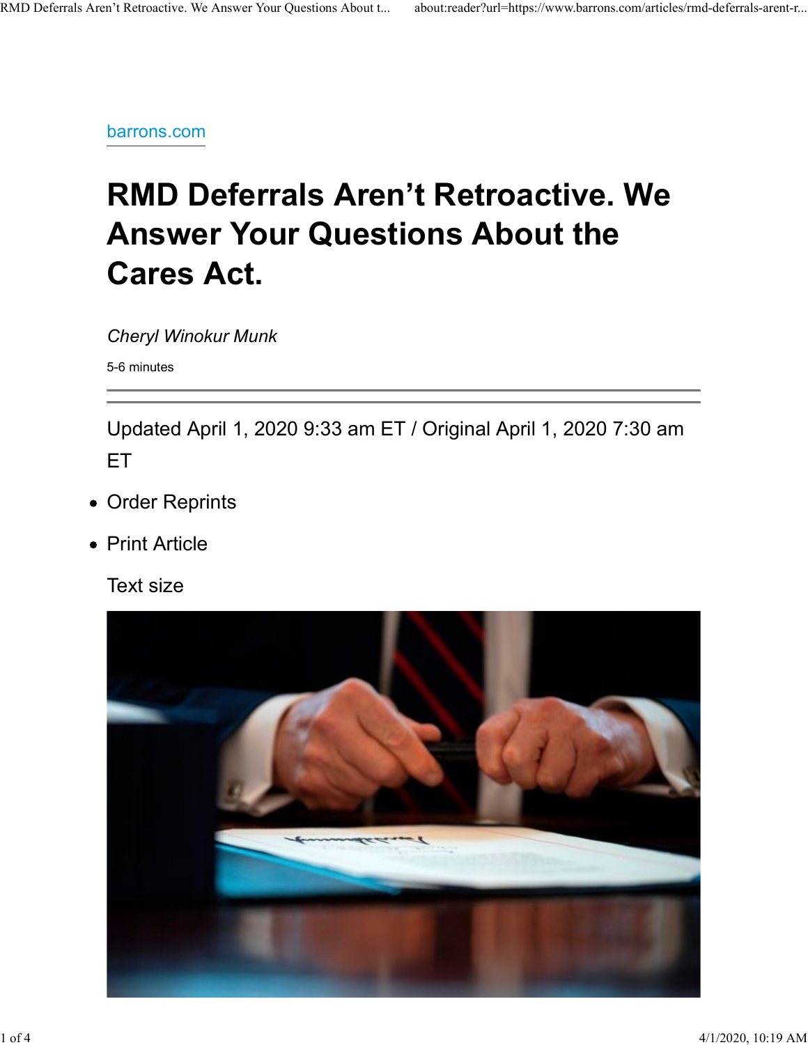barrons.com

# RMD Deferrals Aren't Retroactive. We Answer Your Questions About the Cares Act.

*Cheryl Winokur Munk*

5-6 minutes

---

Updated April 1, 2020 9:33 am ET / Original April 1, 2020 7:30 am ET

- Order Reprints
- Print Article

Text size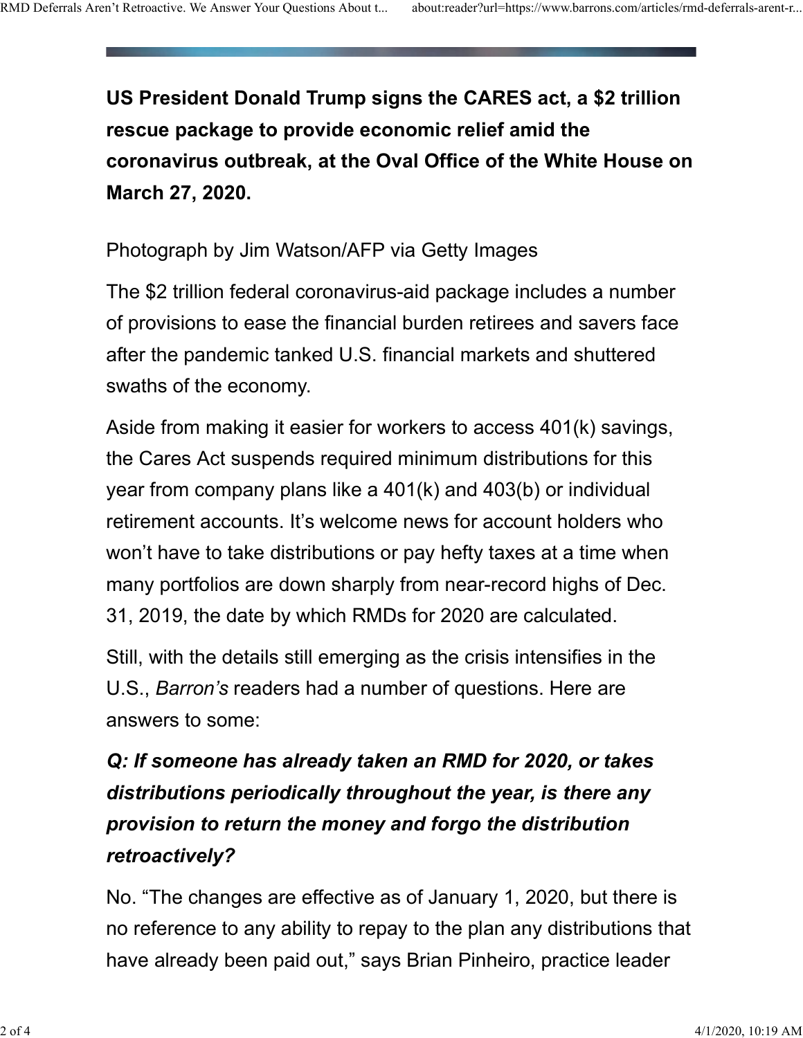**US President Donald Trump signs the CARES act, a $2 trillion rescue package to provide economic relief amid the coronavirus outbreak, at the Oval Office of the White House on March 27, 2020.**

Photograph by Jim Watson/AFP via Getty Images

The $2 trillion federal coronavirus-aid package includes a number of provisions to ease the financial burden retirees and savers face after the pandemic tanked U.S. financial markets and shuttered swaths of the economy.

Aside from making it easier for workers to access 401(k) savings, the Cares Act suspends required minimum distributions for this year from company plans like a 401(k) and 403(b) or individual retirement accounts. It's welcome news for account holders who won't have to take distributions or pay hefty taxes at a time when many portfolios are down sharply from near-record highs of Dec. 31, 2019, the date by which RMDs for 2020 are calculated.

Still, with the details still emerging as the crisis intensifies in the U.S., *Barron's* readers had a number of questions. Here are answers to some:

***Q: If someone has already taken an RMD for 2020, or takes distributions periodically throughout the year, is there any provision to return the money and forgo the distribution retroactively?***

No. "The changes are effective as of January 1, 2020, but there is no reference to any ability to repay to the plan any distributions that have already been paid out," says Brian Pinheiro, practice leader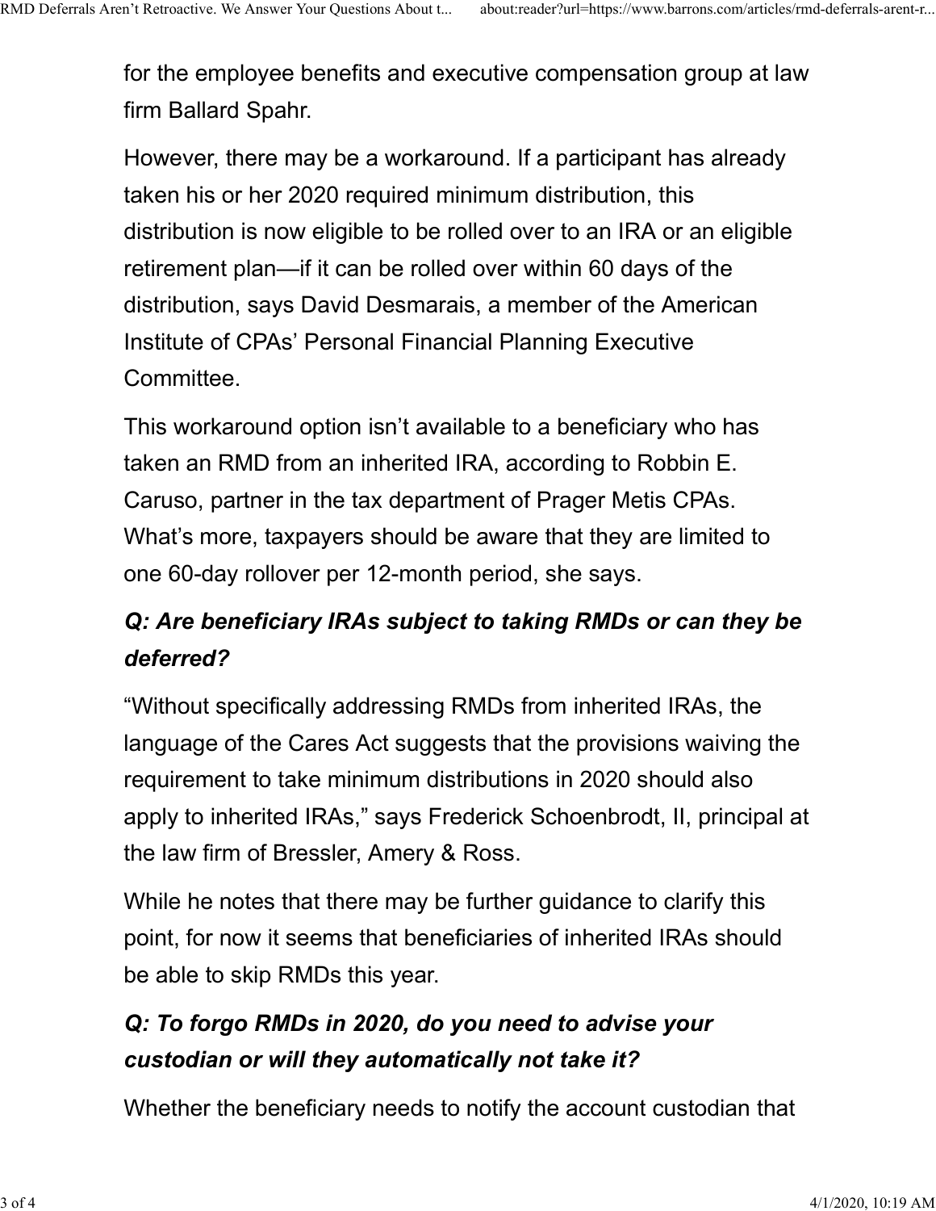for the employee benefits and executive compensation group at law firm Ballard Spahr.

However, there may be a workaround. If a participant has already taken his or her 2020 required minimum distribution, this distribution is now eligible to be rolled over to an IRA or an eligible retirement plan—if it can be rolled over within 60 days of the distribution, says David Desmarais, a member of the American Institute of CPAs' Personal Financial Planning Executive Committee.

This workaround option isn't available to a beneficiary who has taken an RMD from an inherited IRA, according to Robbin E. Caruso, partner in the tax department of Prager Metis CPAs. What's more, taxpayers should be aware that they are limited to one 60-day rollover per 12-month period, she says.

### *Q: Are beneficiary IRAs subject to taking RMDs or can they be deferred?*

"Without specifically addressing RMDs from inherited IRAs, the language of the Cares Act suggests that the provisions waiving the requirement to take minimum distributions in 2020 should also apply to inherited IRAs," says Frederick Schoenbrodt, II, principal at the law firm of Bressler, Amery & Ross.

While he notes that there may be further guidance to clarify this point, for now it seems that beneficiaries of inherited IRAs should be able to skip RMDs this year.

### *Q: To forgo RMDs in 2020, do you need to advise your custodian or will they automatically not take it?*

Whether the beneficiary needs to notify the account custodian that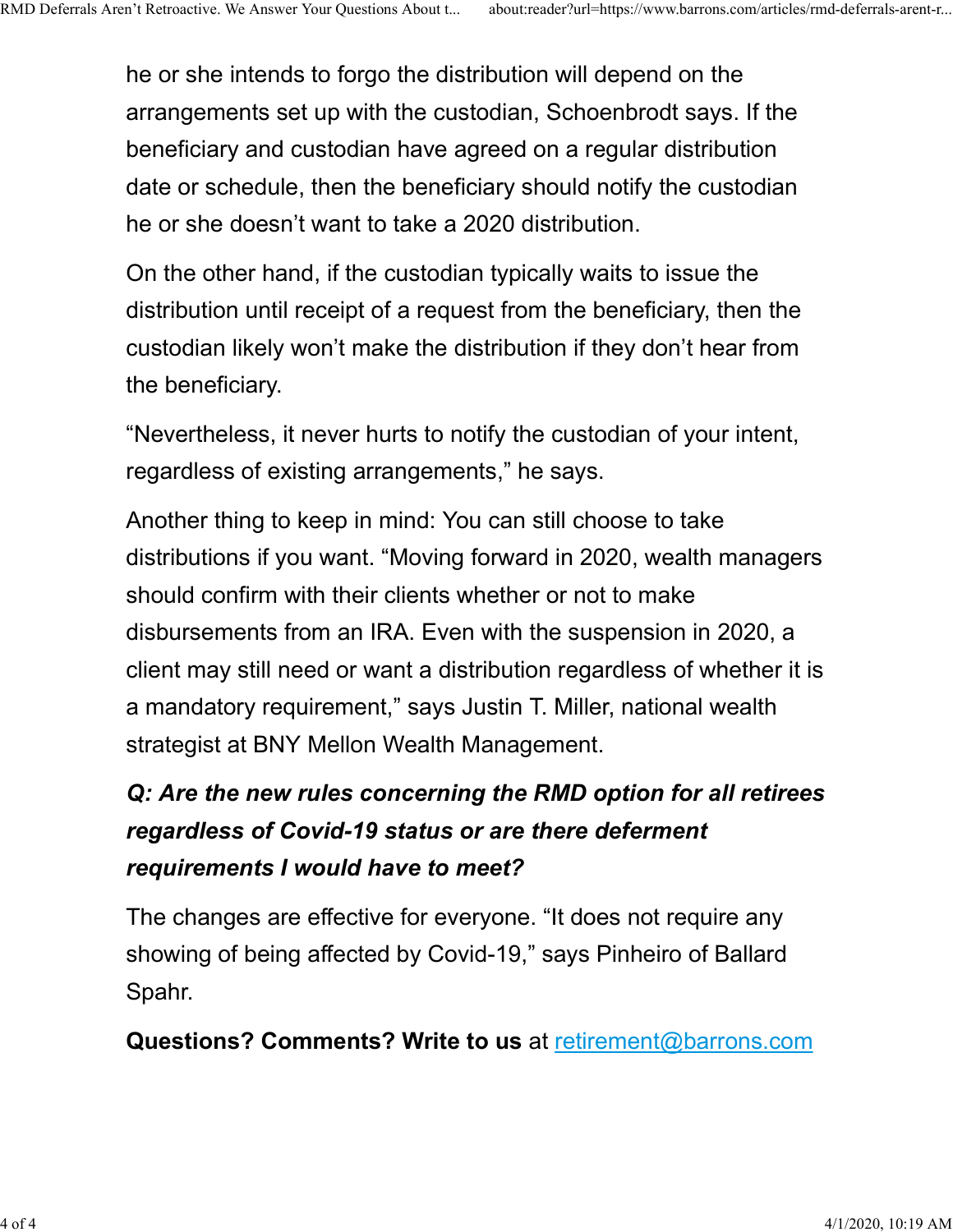he or she intends to forgo the distribution will depend on the arrangements set up with the custodian, Schoenbrodt says. If the beneficiary and custodian have agreed on a regular distribution date or schedule, then the beneficiary should notify the custodian he or she doesn't want to take a 2020 distribution.

On the other hand, if the custodian typically waits to issue the distribution until receipt of a request from the beneficiary, then the custodian likely won't make the distribution if they don't hear from the beneficiary.

"Nevertheless, it never hurts to notify the custodian of your intent, regardless of existing arrangements," he says.

Another thing to keep in mind: You can still choose to take distributions if you want. "Moving forward in 2020, wealth managers should confirm with their clients whether or not to make disbursements from an IRA. Even with the suspension in 2020, a client may still need or want a distribution regardless of whether it is a mandatory requirement," says Justin T. Miller, national wealth strategist at BNY Mellon Wealth Management.

***Q: Are the new rules concerning the RMD option for all retirees regardless of Covid-19 status or are there deferment requirements I would have to meet?***

The changes are effective for everyone. "It does not require any showing of being affected by Covid-19," says Pinheiro of Ballard Spahr.

**Questions? Comments? Write to us** at retirement@barrons.com